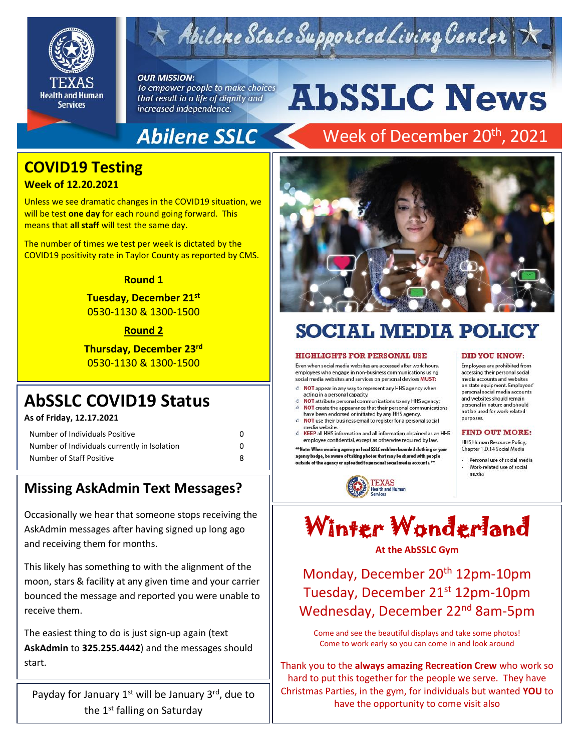# AbSSLC News

Abilene State Supported Living Center

*OUR MISSION: To empower people to make choices that result in a life of dignity and increased independence.*

**Abilene SSLC** — Week of December 20th, 2021

## COVID19 Testing

**Week of 12.20.2021**

Unless we see dramatic changes in the COVID19 situation, we will be test **one day** for each round going forward. This means that **all staff** will test the same day.

The number of times we test per week is dictated by the COVID19 positivity rate in Taylor County as reported by CMS.

**Round 1**

**Tuesday, December 21st**
0530-1130 & 1300-1500

**Round 2**

**Thursday, December 23rd**
0530-1130 & 1300-1500

## AbSSLC COVID19 Status

**As of Friday, 12.17.2021**

| | |
|---|---|
| Number of Individuals Positive | 0 |
| Number of Individuals currently in Isolation | 0 |
| Number of Staff Positive | 8 |

## Missing AskAdmin Text Messages?

Occasionally we hear that someone stops receiving the AskAdmin messages after having signed up long ago and receiving them for months.

This likely has something to with the alignment of the moon, stars & facility at any given time and your carrier bounced the message and reported you were unable to receive them.

The easiest thing to do is just sign-up again (text **AskAdmin** to **325.255.4442**) and the messages should start.

Payday for January 1st will be January 3rd, due to the 1st falling on Saturday

## SOCIAL MEDIA POLICY

### HIGHLIGHTS FOR PERSONAL USE

Even when social media websites are accessed after work hours, employees who engage in non-business communications using social media websites and services on personal devices **MUST:**

- **NOT** appear in any way to represent any HHS agency when acting in a personal capacity.
- **NOT** attribute personal communications to any HHS agency;
- **NOT** create the appearance that their personal communications have been endorsed or initiated by any HHS agency.
- **NOT** use their business email to register for a personal social media website.
- **KEEP** all HHS information and all information obtained as an HHS employee confidential, except as otherwise required by law.

**\*\*Note: When wearing agency or local SSLC emblem-branded clothing or your agency badge, be aware of taking photos that may be shared with people outside of the agency or uploaded to personal social media accounts.\*\***

### DID YOU KNOW:

Employees are prohibited from accessing their personal social media accounts and websites on state equipment. Employees' personal social media accounts and websites should remain personal in nature and should not be used for work-related purposes.

### FIND OUT MORE:

HHS Human Resource Policy, Chapter 1.D.14 Social Media

- Personal use of social media
- Work-related use of social media

## Winter Wonderland

**At the AbSSLC Gym**

Monday, December 20th 12pm-10pm
Tuesday, December 21st 12pm-10pm
Wednesday, December 22nd 8am-5pm

Come and see the beautiful displays and take some photos!
Come to work early so you can come in and look around

Thank you to the **always amazing Recreation Crew** who work so hard to put this together for the people we serve. They have Christmas Parties, in the gym, for individuals but wanted **YOU** to have the opportunity to come visit also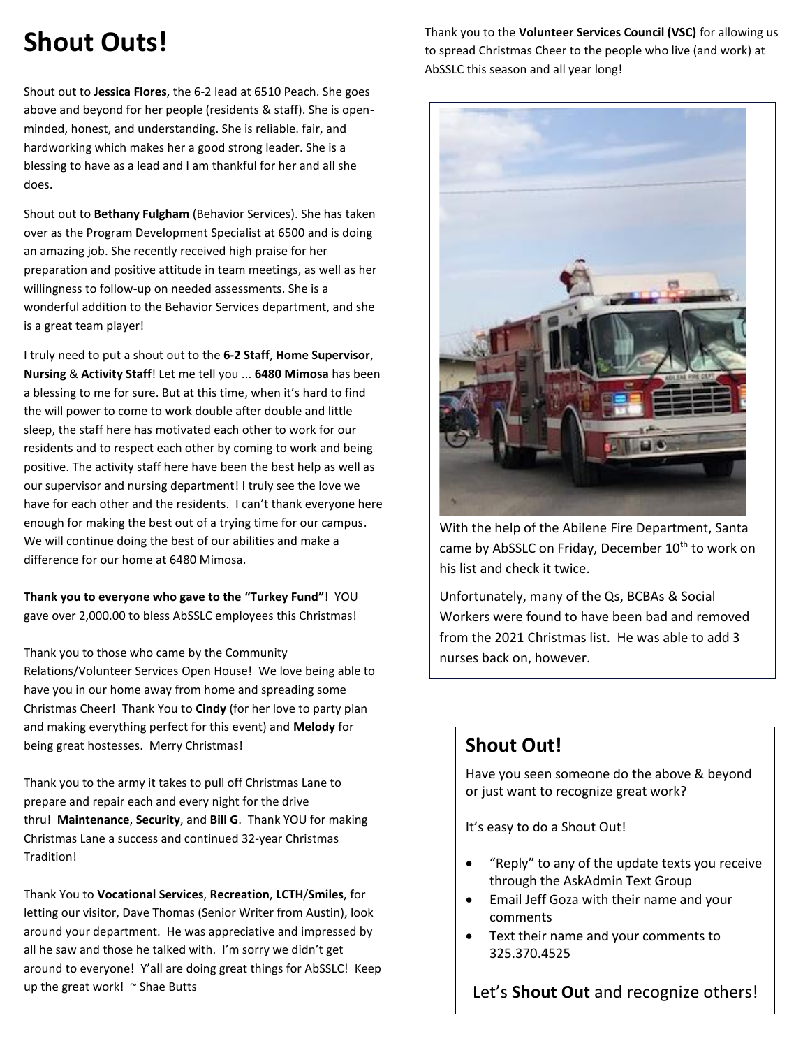# Shout Outs!

Shout out to **Jessica Flores**, the 6-2 lead at 6510 Peach. She goes above and beyond for her people (residents & staff). She is open-minded, honest, and understanding. She is reliable. fair, and hardworking which makes her a good strong leader. She is a blessing to have as a lead and I am thankful for her and all she does.

Shout out to **Bethany Fulgham** (Behavior Services). She has taken over as the Program Development Specialist at 6500 and is doing an amazing job. She recently received high praise for her preparation and positive attitude in team meetings, as well as her willingness to follow-up on needed assessments. She is a wonderful addition to the Behavior Services department, and she is a great team player!

I truly need to put a shout out to the **6-2 Staff**, **Home Supervisor**, **Nursing** & **Activity Staff**! Let me tell you ... **6480 Mimosa** has been a blessing to me for sure. But at this time, when it's hard to find the will power to come to work double after double and little sleep, the staff here has motivated each other to work for our residents and to respect each other by coming to work and being positive. The activity staff here have been the best help as well as our supervisor and nursing department! I truly see the love we have for each other and the residents. I can't thank everyone here enough for making the best out of a trying time for our campus. We will continue doing the best of our abilities and make a difference for our home at 6480 Mimosa.

**Thank you to everyone who gave to the "Turkey Fund"**! YOU gave over 2,000.00 to bless AbSSLC employees this Christmas!

Thank you to those who came by the Community Relations/Volunteer Services Open House! We love being able to have you in our home away from home and spreading some Christmas Cheer! Thank You to **Cindy** (for her love to party plan and making everything perfect for this event) and **Melody** for being great hostesses. Merry Christmas!

Thank you to the army it takes to pull off Christmas Lane to prepare and repair each and every night for the drive thru! **Maintenance**, **Security**, and **Bill G**. Thank YOU for making Christmas Lane a success and continued 32-year Christmas Tradition!

Thank You to **Vocational Services**, **Recreation**, **LCTH**/**Smiles**, for letting our visitor, Dave Thomas (Senior Writer from Austin), look around your department. He was appreciative and impressed by all he saw and those he talked with. I'm sorry we didn't get around to everyone! Y'all are doing great things for AbSSLC! Keep up the great work! ~ Shae Butts

Thank you to the **Volunteer Services Council (VSC)** for allowing us to spread Christmas Cheer to the people who live (and work) at AbSSLC this season and all year long!

With the help of the Abilene Fire Department, Santa came by AbSSLC on Friday, December 10th to work on his list and check it twice.

Unfortunately, many of the Qs, BCBAs & Social Workers were found to have been bad and removed from the 2021 Christmas list. He was able to add 3 nurses back on, however.

## Shout Out!

Have you seen someone do the above & beyond or just want to recognize great work?

It's easy to do a Shout Out!

- "Reply" to any of the update texts you receive through the AskAdmin Text Group
- Email Jeff Goza with their name and your comments
- Text their name and your comments to 325.370.4525

Let's **Shout Out** and recognize others!